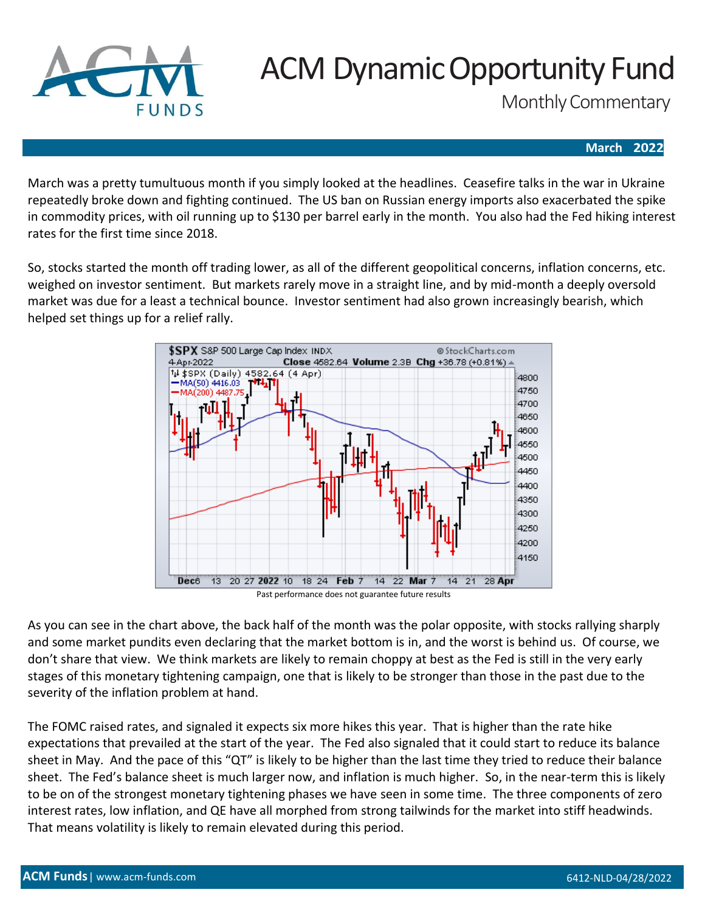# ACM Dynamic Opportunity Fund

Monthly Commentary

**March 2022**

March was a pretty tumultuous month if you simply looked at the headlines. Ceasefire talks in the war in Ukraine repeatedly broke down and fighting continued. The US ban on Russian energy imports also exacerbated the spike in commodity prices, with oil running up to $130 per barrel early in the month. You also had the Fed hiking interest rates for the first time since 2018.

So, stocks started the month off trading lower, as all of the different geopolitical concerns, inflation concerns, etc. weighed on investor sentiment. But markets rarely move in a straight line, and by mid-month a deeply oversold market was due for a least a technical bounce. Investor sentiment had also grown increasingly bearish, which helped set things up for a relief rally.

Past performance does not guarantee future results

As you can see in the chart above, the back half of the month was the polar opposite, with stocks rallying sharply and some market pundits even declaring that the market bottom is in, and the worst is behind us. Of course, we don't share that view. We think markets are likely to remain choppy at best as the Fed is still in the very early stages of this monetary tightening campaign, one that is likely to be stronger than those in the past due to the severity of the inflation problem at hand.

The FOMC raised rates, and signaled it expects six more hikes this year. That is higher than the rate hike expectations that prevailed at the start of the year. The Fed also signaled that it could start to reduce its balance sheet in May. And the pace of this "QT" is likely to be higher than the last time they tried to reduce their balance sheet. The Fed's balance sheet is much larger now, and inflation is much higher. So, in the near-term this is likely to be on of the strongest monetary tightening phases we have seen in some time. The three components of zero interest rates, low inflation, and QE have all morphed from strong tailwinds for the market into stiff headwinds. That means volatility is likely to remain elevated during this period.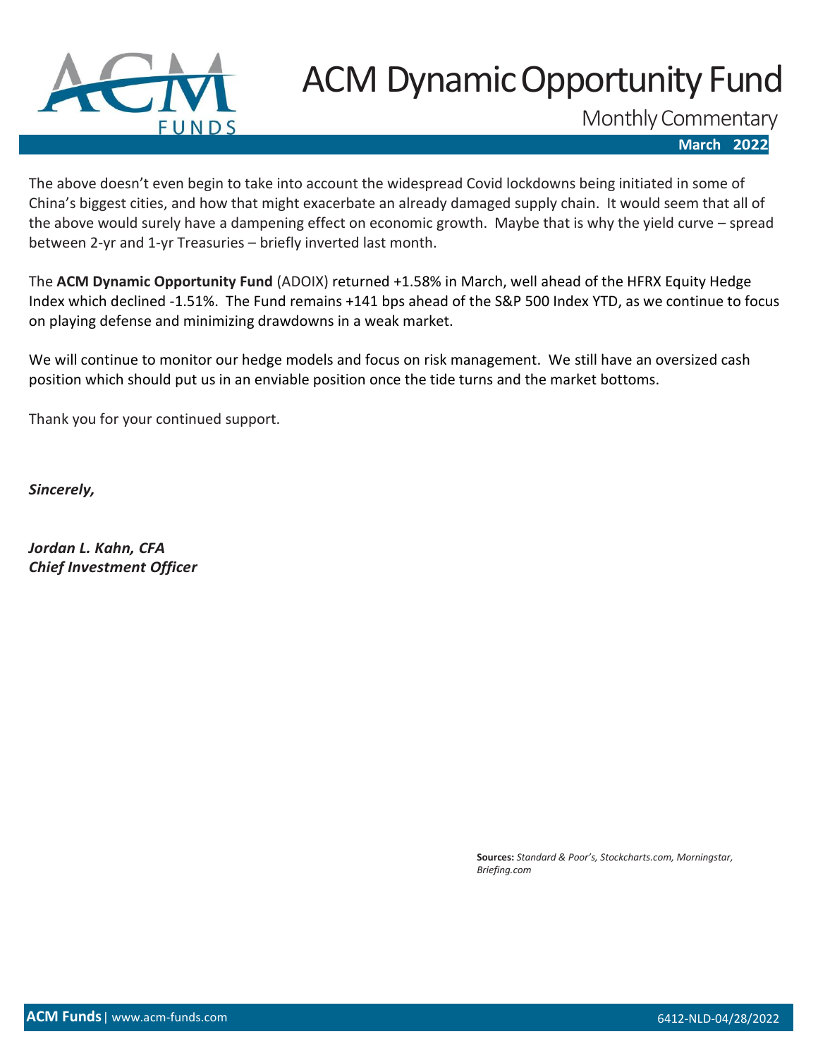The above doesn't even begin to take into account the widespread Covid lockdowns being initiated in some of China's biggest cities, and how that might exacerbate an already damaged supply chain. It would seem that all of the above would surely have a dampening effect on economic growth. Maybe that is why the yield curve – spread between 2-yr and 1-yr Treasuries – briefly inverted last month.

The **ACM Dynamic Opportunity Fund** (ADOIX) returned +1.58% in March, well ahead of the HFRX Equity Hedge Index which declined -1.51%. The Fund remains +141 bps ahead of the S&P 500 Index YTD, as we continue to focus on playing defense and minimizing drawdowns in a weak market.

We will continue to monitor our hedge models and focus on risk management. We still have an oversized cash position which should put us in an enviable position once the tide turns and the market bottoms.

Thank you for your continued support.

***Sincerely,***

***Jordan L. Kahn, CFA***
***Chief Investment Officer***

**Sources:** *Standard & Poor's, Stockcharts.com, Morningstar, Briefing.com*

6412-NLD-04/28/2022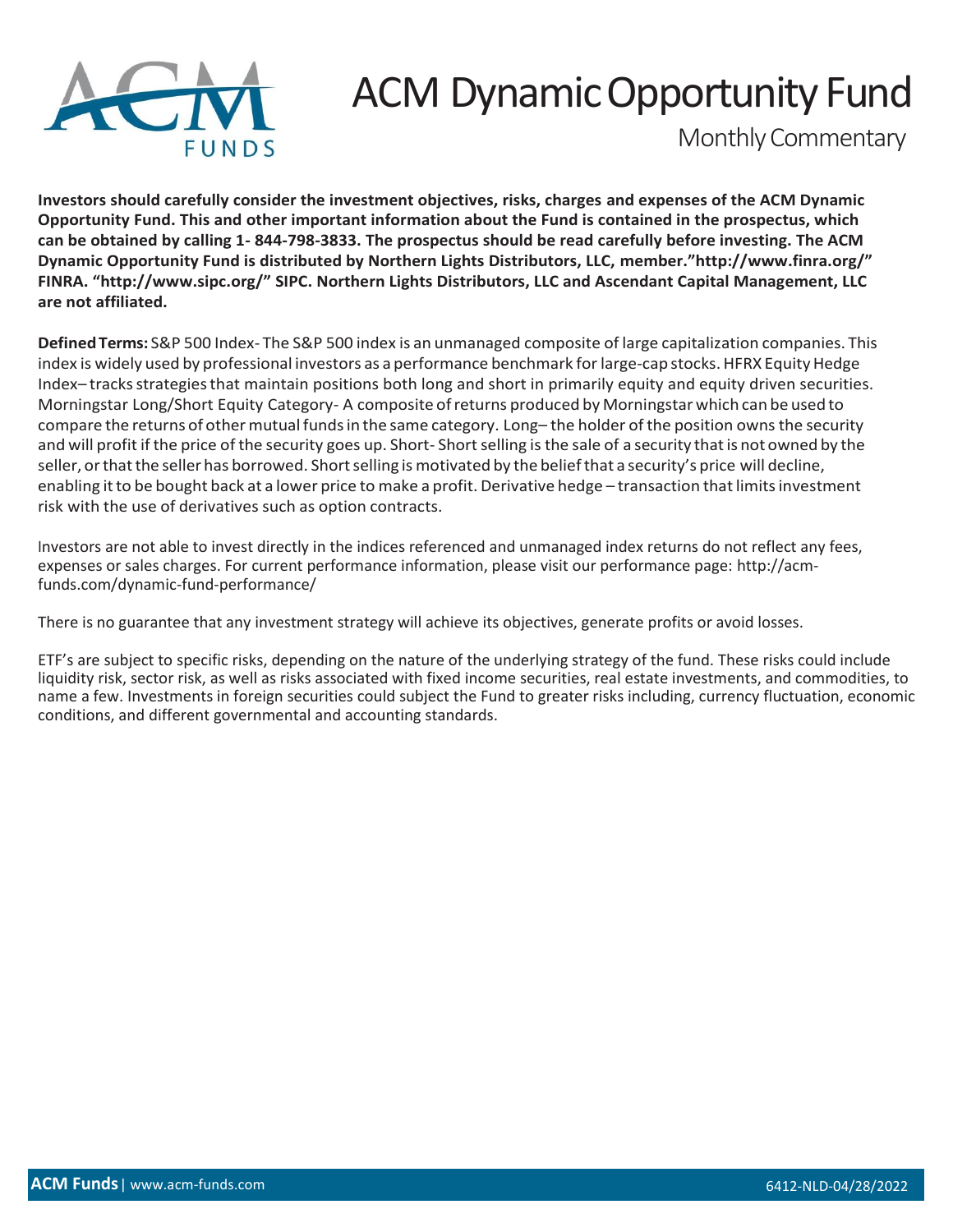# ACM Dynamic Opportunity Fund

Monthly Commentary

**Investors should carefully consider the investment objectives, risks, charges and expenses of the ACM Dynamic Opportunity Fund. This and other important information about the Fund is contained in the prospectus, which can be obtained by calling 1- 844-798-3833. The prospectus should be read carefully before investing. The ACM Dynamic Opportunity Fund is distributed by Northern Lights Distributors, LLC, member."http://www.finra.org/" FINRA. "http://www.sipc.org/" SIPC. Northern Lights Distributors, LLC and Ascendant Capital Management, LLC are not affiliated.**

**Defined Terms:** S&P 500 Index- The S&P 500 index is an unmanaged composite of large capitalization companies. This index is widely used by professional investors as a performance benchmark for large-cap stocks. HFRX Equity Hedge Index– tracks strategies that maintain positions both long and short in primarily equity and equity driven securities. Morningstar Long/Short Equity Category- A composite of returns produced by Morningstar which can be used to compare the returns of other mutual funds in the same category. Long– the holder of the position owns the security and will profit if the price of the security goes up. Short- Short selling is the sale of a security that is not owned by the seller, or that the seller has borrowed. Short selling is motivated by the belief that a security's price will decline, enabling it to be bought back at a lower price to make a profit. Derivative hedge – transaction that limits investment risk with the use of derivatives such as option contracts.

Investors are not able to invest directly in the indices referenced and unmanaged index returns do not reflect any fees, expenses or sales charges. For current performance information, please visit our performance page: http://acm-funds.com/dynamic-fund-performance/

There is no guarantee that any investment strategy will achieve its objectives, generate profits or avoid losses.

ETF's are subject to specific risks, depending on the nature of the underlying strategy of the fund. These risks could include liquidity risk, sector risk, as well as risks associated with fixed income securities, real estate investments, and commodities, to name a few. Investments in foreign securities could subject the Fund to greater risks including, currency fluctuation, economic conditions, and different governmental and accounting standards.

**ACM Funds** | www.acm-funds.com 6412-NLD-04/28/2022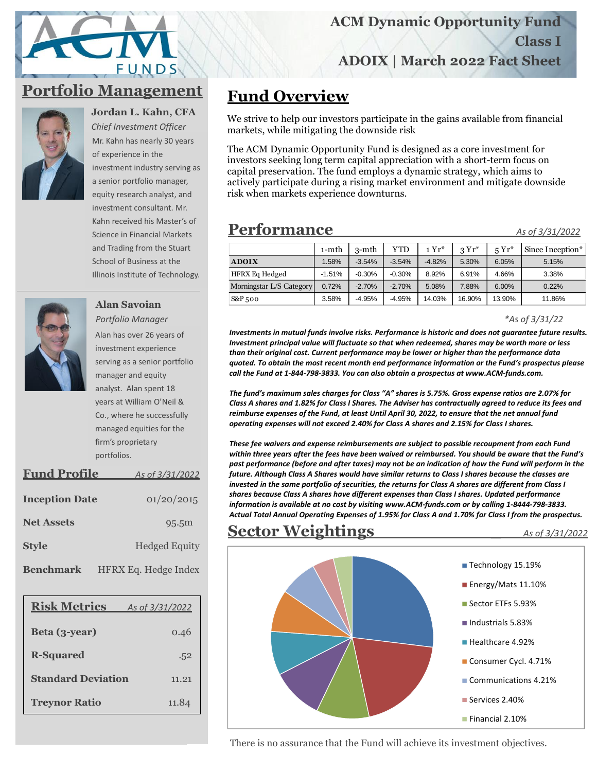# ACM Dynamic Opportunity Fund Class I

# ADOIX | March 2022 Fact Sheet

## Portfolio Management

**Jordan L. Kahn, CFA**
*Chief Investment Officer*
Mr. Kahn has nearly 30 years of experience in the investment industry serving as a senior portfolio manager, equity research analyst, and investment consultant. Mr. Kahn received his Master's of Science in Financial Markets and Trading from the Stuart School of Business at the Illinois Institute of Technology.

**Alan Savoian**
*Portfolio Manager*
Alan has over 26 years of investment experience serving as a senior portfolio manager and equity analyst. Alan spent 18 years at William O'Neil & Co., where he successfully managed equities for the firm's proprietary portfolios.

## Fund Profile

*As of 3/31/2022*

| | |
|---|---|
| **Inception Date** | 01/20/2015 |
| **Net Assets** | 95.5m |
| **Style** | Hedged Equity |
| **Benchmark** | HFRX Eq. Hedge Index |

## Risk Metrics

*As of 3/31/2022*

| | |
|---|---|
| **Beta (3-year)** | 0.46 |
| **R-Squared** | .52 |
| **Standard Deviation** | 11.21 |
| **Treynor Ratio** | 11.84 |

## Fund Overview

We strive to help our investors participate in the gains available from financial markets, while mitigating the downside risk

The ACM Dynamic Opportunity Fund is designed as a core investment for investors seeking long term capital appreciation with a short-term focus on capital preservation. The fund employs a dynamic strategy, which aims to actively participate during a rising market environment and mitigate downside risk when markets experience downturns.

## Performance

*As of 3/31/2022*

| | 1-mth | 3-mth | YTD | 1 Yr* | 3 Yr* | 5 Yr* | Since Inception* |
|---|---|---|---|---|---|---|---|
| **ADOIX** | 1.58% | -3.54% | -3.54% | -4.82% | 5.30% | 6.05% | 5.15% |
| HFRX Eq Hedged | -1.51% | -0.30% | -0.30% | 8.92% | 6.91% | 4.66% | 3.38% |
| Morningstar L/S Category | 0.72% | -2.70% | -2.70% | 5.08% | 7.88% | 6.00% | 0.22% |
| S&P 500 | 3.58% | -4.95% | -4.95% | 14.03% | 16.90% | 13.90% | 11.86% |

*\*As of 3/31/22*

***Investments in mutual funds involve risks. Performance is historic and does not guarantee future results. Investment principal value will fluctuate so that when redeemed, shares may be worth more or less than their original cost. Current performance may be lower or higher than the performance data quoted. To obtain the most recent month end performance information or the Fund's prospectus please call the Fund at 1-844-798-3833. You can also obtain a prospectus at www.ACM-funds.com.***

***The fund's maximum sales charges for Class "A" shares is 5.75%. Gross expense ratios are 2.07% for Class A shares and 1.82% for Class I Shares. The Adviser has contractually agreed to reduce its fees and reimburse expenses of the Fund, at least Until April 30, 2022, to ensure that the net annual fund operating expenses will not exceed 2.40% for Class A shares and 2.15% for Class I shares.***

***These fee waivers and expense reimbursements are subject to possible recoupment from each Fund within three years after the fees have been waived or reimbursed. You should be aware that the Fund's past performance (before and after taxes) may not be an indication of how the Fund will perform in the future. Although Class A Shares would have similar returns to Class I shares because the classes are invested in the same portfolio of securities, the returns for Class A shares are different from Class I shares because Class A shares have different expenses than Class I shares. Updated performance information is available at no cost by visiting www.ACM-funds.com or by calling 1-8444-798-3833. Actual Total Annual Operating Expenses of 1.95% for Class A and 1.70% for Class I from the prospectus.***

## Sector Weightings

*As of 3/31/2022*

- Technology 15.19%
- Energy/Mats 11.10%
- Sector ETFs 5.93%
- Industrials 5.83%
- Healthcare 4.92%
- Consumer Cycl. 4.71%
- Communications 4.21%
- Services 2.40%
- Financial 2.10%

There is no assurance that the Fund will achieve its investment objectives.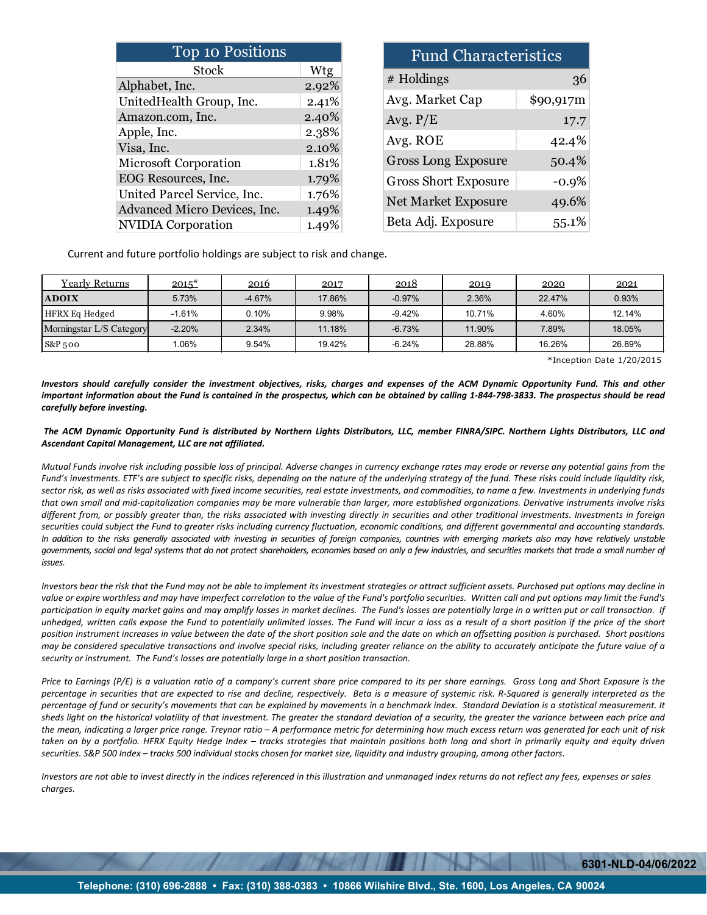| Top 10 Positions | |
|---|---|
| Stock | Wtg |
| Alphabet, Inc. | 2.92% |
| UnitedHealth Group, Inc. | 2.41% |
| Amazon.com, Inc. | 2.40% |
| Apple, Inc. | 2.38% |
| Visa, Inc. | 2.10% |
| Microsoft Corporation | 1.81% |
| EOG Resources, Inc. | 1.79% |
| United Parcel Service, Inc. | 1.76% |
| Advanced Micro Devices, Inc. | 1.49% |
| NVIDIA Corporation | 1.49% |

| Fund Characteristics | |
|---|---|
| # Holdings | 36 |
| Avg. Market Cap | $90,917m |
| Avg. P/E | 17.7 |
| Avg. ROE | 42.4% |
| Gross Long Exposure | 50.4% |
| Gross Short Exposure | -0.9% |
| Net Market Exposure | 49.6% |
| Beta Adj. Exposure | 55.1% |

Current and future portfolio holdings are subject to risk and change.

| Yearly Returns | 2015* | 2016 | 2017 | 2018 | 2019 | 2020 | 2021 |
|---|---|---|---|---|---|---|---|
| **ADOIX** | 5.73% | -4.67% | 17.86% | -0.97% | 2.36% | 22.47% | 0.93% |
| HFRX Eq Hedged | -1.61% | 0.10% | 9.98% | -9.42% | 10.71% | 4.60% | 12.14% |
| Morningstar L/S Category | -2.20% | 2.34% | 11.18% | -6.73% | 11.90% | 7.89% | 18.05% |
| S&P 500 | 1.06% | 9.54% | 19.42% | -6.24% | 28.88% | 16.26% | 26.89% |

*Inception Date 1/20/2015

***Investors should carefully consider the investment objectives, risks, charges and expenses of the ACM Dynamic Opportunity Fund. This and other important information about the Fund is contained in the prospectus, which can be obtained by calling 1-844-798-3833. The prospectus should be read carefully before investing.***

***The ACM Dynamic Opportunity Fund is distributed by Northern Lights Distributors, LLC, member FINRA/SIPC. Northern Lights Distributors, LLC and Ascendant Capital Management, LLC are not affiliated.***

*Mutual Funds involve risk including possible loss of principal. Adverse changes in currency exchange rates may erode or reverse any potential gains from the Fund's investments. ETF's are subject to specific risks, depending on the nature of the underlying strategy of the fund. These risks could include liquidity risk, sector risk, as well as risks associated with fixed income securities, real estate investments, and commodities, to name a few. Investments in underlying funds that own small and mid-capitalization companies may be more vulnerable than larger, more established organizations. Derivative instruments involve risks different from, or possibly greater than, the risks associated with investing directly in securities and other traditional investments. Investments in foreign securities could subject the Fund to greater risks including currency fluctuation, economic conditions, and different governmental and accounting standards. In addition to the risks generally associated with investing in securities of foreign companies, countries with emerging markets also may have relatively unstable governments, social and legal systems that do not protect shareholders, economies based on only a few industries, and securities markets that trade a small number of issues.*

*Investors bear the risk that the Fund may not be able to implement its investment strategies or attract sufficient assets. Purchased put options may decline in value or expire worthless and may have imperfect correlation to the value of the Fund's portfolio securities. Written call and put options may limit the Fund's participation in equity market gains and may amplify losses in market declines. The Fund's losses are potentially large in a written put or call transaction. If unhedged, written calls expose the Fund to potentially unlimited losses. The Fund will incur a loss as a result of a short position if the price of the short position instrument increases in value between the date of the short position sale and the date on which an offsetting position is purchased. Short positions may be considered speculative transactions and involve special risks, including greater reliance on the ability to accurately anticipate the future value of a security or instrument. The Fund's losses are potentially large in a short position transaction.*

*Price to Earnings (P/E) is a valuation ratio of a company's current share price compared to its per share earnings. Gross Long and Short Exposure is the percentage in securities that are expected to rise and decline, respectively. Beta is a measure of systemic risk. R-Squared is generally interpreted as the percentage of fund or security's movements that can be explained by movements in a benchmark index. Standard Deviation is a statistical measurement. It sheds light on the historical volatility of that investment. The greater the standard deviation of a security, the greater the variance between each price and the mean, indicating a larger price range. Treynor ratio – A performance metric for determining how much excess return was generated for each unit of risk taken on by a portfolio. HFRX Equity Hedge Index – tracks strategies that maintain positions both long and short in primarily equity and equity driven securities. S&P 500 Index – tracks 500 individual stocks chosen for market size, liquidity and industry grouping, among other factors.*

*Investors are not able to invest directly in the indices referenced in this illustration and unmanaged index returns do not reflect any fees, expenses or sales charges.*

6301-NLD-04/06/2022

**Telephone: (310) 696-2888 • Fax: (310) 388-0383 • 10866 Wilshire Blvd., Ste. 1600, Los Angeles, CA 90024**